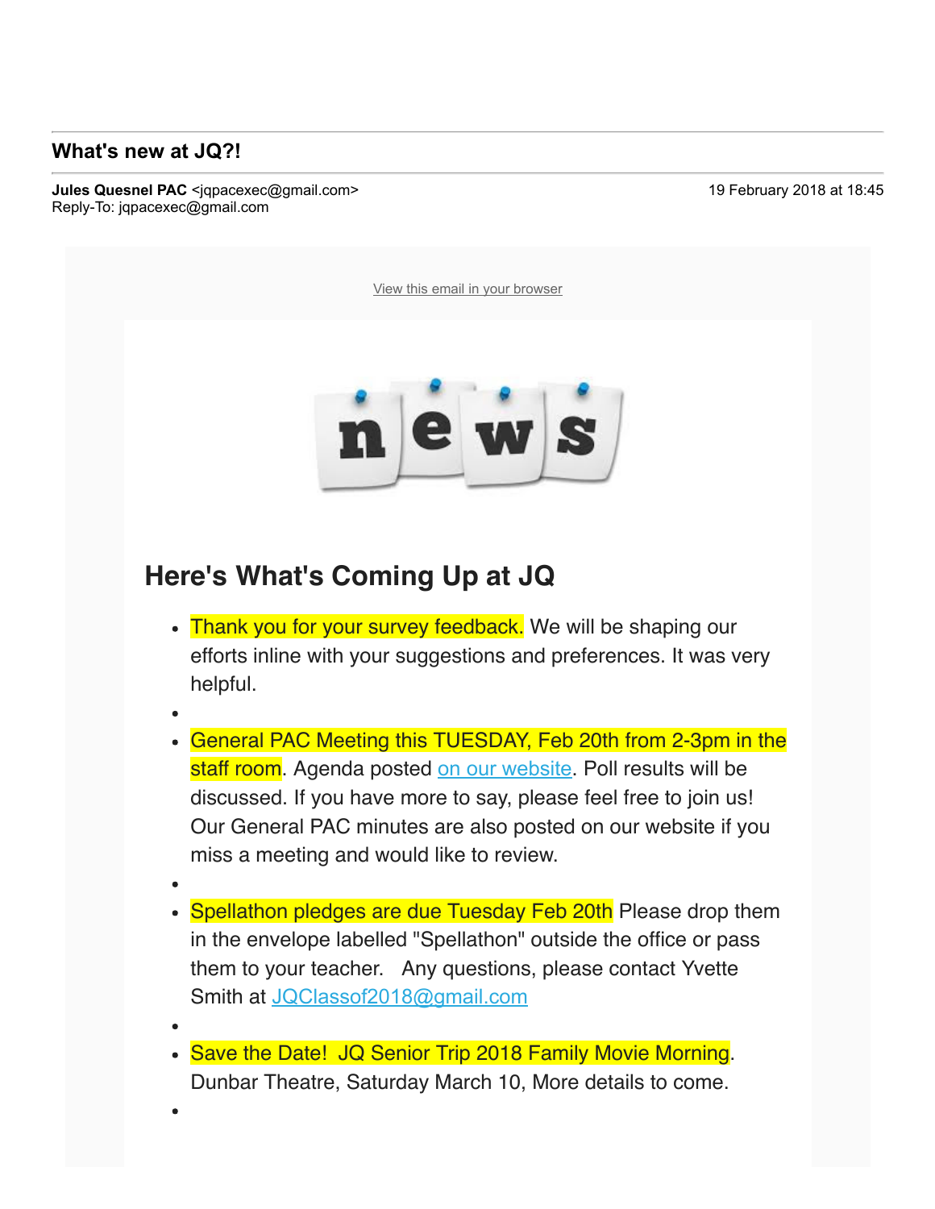## What's new at JQ?!

**Jules Quesnel PAC** <jqpacexec@gmail.com> 19 February 2018 at 18:45
Reply-To: jqpacexec@gmail.com

View this email in your browser

## Here's What's Coming Up at JQ

- Thank you for your survey feedback. We will be shaping our efforts inline with your suggestions and preferences. It was very helpful.
- 
- General PAC Meeting this TUESDAY, Feb 20th from 2-3pm in the staff room. Agenda posted on our website. Poll results will be discussed. If you have more to say, please feel free to join us! Our General PAC minutes are also posted on our website if you miss a meeting and would like to review.
- 
- Spellathon pledges are due Tuesday Feb 20th Please drop them in the envelope labelled "Spellathon" outside the office or pass them to your teacher. Any questions, please contact Yvette Smith at JQClassof2018@gmail.com
- 
- Save the Date! JQ Senior Trip 2018 Family Movie Morning. Dunbar Theatre, Saturday March 10, More details to come.
-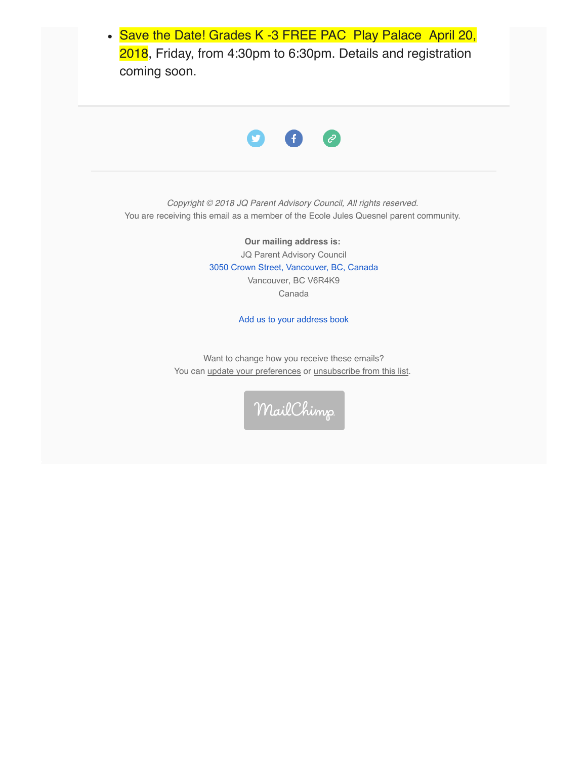- Save the Date! Grades K -3 FREE PAC  Play Palace  April 20, 2018, Friday, from 4:30pm to 6:30pm. Details and registration coming soon.

*Copyright © 2018 JQ Parent Advisory Council, All rights reserved.*
You are receiving this email as a member of the Ecole Jules Quesnel parent community.

**Our mailing address is:**
JQ Parent Advisory Council
3050 Crown Street, Vancouver, BC, Canada
Vancouver, BC V6R4K9
Canada

Add us to your address book

Want to change how you receive these emails?
You can update your preferences or unsubscribe from this list.

MailChimp